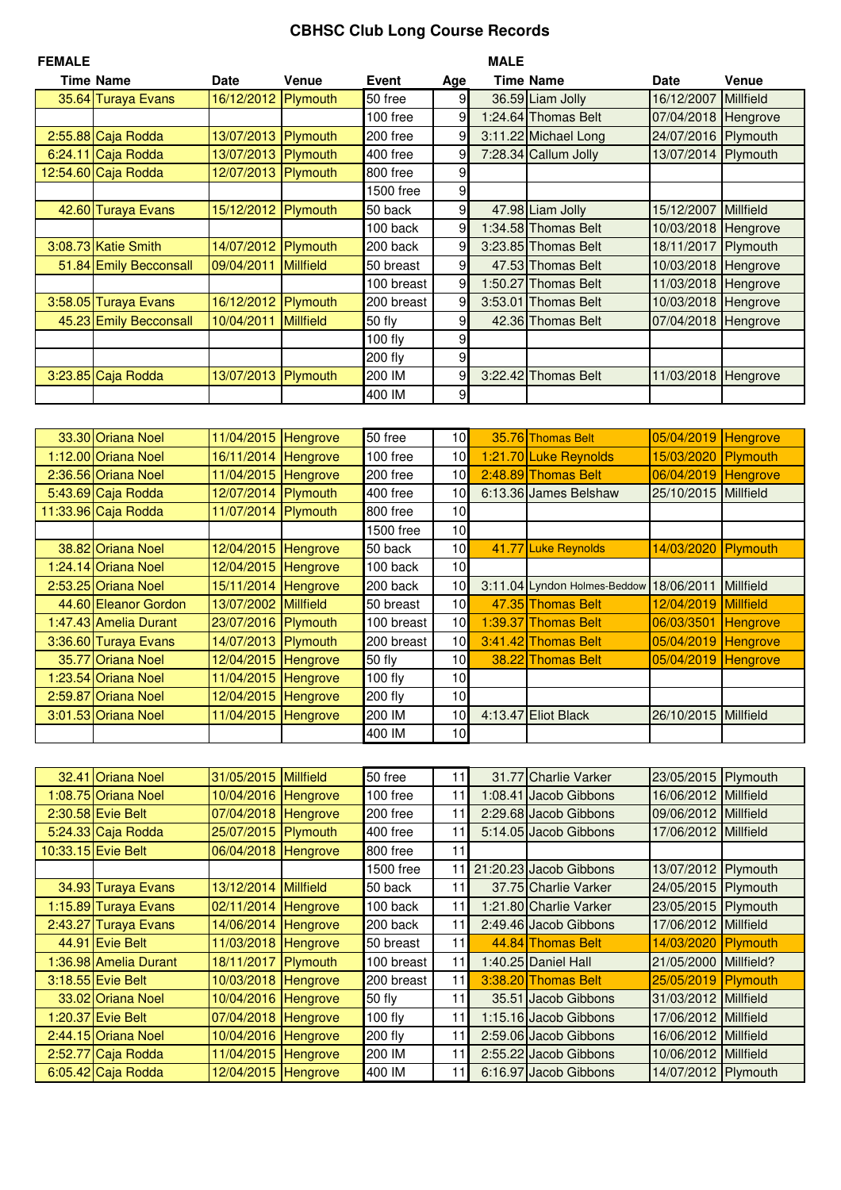# CBHSC Club Long Course Records

| FEMALE Time | Name | Date | Venue | Event | Age | MALE Time | Name | Date | Venue |
|---|---|---|---|---|---|---|---|---|---|
| 35.64 | Turaya Evans | 16/12/2012 | Plymouth | 50 free | 9 | 36.59 | Liam Jolly | 16/12/2007 | Millfield |
| | | | | 100 free | 9 | 1:24.64 | Thomas Belt | 07/04/2018 | Hengrove |
| 2:55.88 | Caja Rodda | 13/07/2013 | Plymouth | 200 free | 9 | 3:11.22 | Michael Long | 24/07/2016 | Plymouth |
| 6:24.11 | Caja Rodda | 13/07/2013 | Plymouth | 400 free | 9 | 7:28.34 | Callum Jolly | 13/07/2014 | Plymouth |
| 12:54.60 | Caja Rodda | 12/07/2013 | Plymouth | 800 free | 9 | | | | |
| | | | | 1500 free | 9 | | | | |
| 42.60 | Turaya Evans | 15/12/2012 | Plymouth | 50 back | 9 | 47.98 | Liam Jolly | 15/12/2007 | Millfield |
| | | | | 100 back | 9 | 1:34.58 | Thomas Belt | 10/03/2018 | Hengrove |
| 3:08.73 | Katie Smith | 14/07/2012 | Plymouth | 200 back | 9 | 3:23.85 | Thomas Belt | 18/11/2017 | Plymouth |
| 51.84 | Emily Becconsall | 09/04/2011 | Millfield | 50 breast | 9 | 47.53 | Thomas Belt | 10/03/2018 | Hengrove |
| | | | | 100 breast | 9 | 1:50.27 | Thomas Belt | 11/03/2018 | Hengrove |
| 3:58.05 | Turaya Evans | 16/12/2012 | Plymouth | 200 breast | 9 | 3:53.01 | Thomas Belt | 10/03/2018 | Hengrove |
| 45.23 | Emily Becconsall | 10/04/2011 | Millfield | 50 fly | 9 | 42.36 | Thomas Belt | 07/04/2018 | Hengrove |
| | | | | 100 fly | 9 | | | | |
| | | | | 200 fly | 9 | | | | |
| 3:23.85 | Caja Rodda | 13/07/2013 | Plymouth | 200 IM | 9 | 3:22.42 | Thomas Belt | 11/03/2018 | Hengrove |
| | | | | 400 IM | 9 | | | | |
| 33.30 | Oriana Noel | 11/04/2015 | Hengrove | 50 free | 10 | 35.76 | Thomas Belt | 05/04/2019 | Hengrove |
| 1:12.00 | Oriana Noel | 16/11/2014 | Hengrove | 100 free | 10 | 1:21.70 | Luke Reynolds | 15/03/2020 | Plymouth |
| 2:36.56 | Oriana Noel | 11/04/2015 | Hengrove | 200 free | 10 | 2:48.89 | Thomas Belt | 06/04/2019 | Hengrove |
| 5:43.69 | Caja Rodda | 12/07/2014 | Plymouth | 400 free | 10 | 6:13.36 | James Belshaw | 25/10/2015 | Millfield |
| 11:33.96 | Caja Rodda | 11/07/2014 | Plymouth | 800 free | 10 | | | | |
| | | | | 1500 free | 10 | | | | |
| 38.82 | Oriana Noel | 12/04/2015 | Hengrove | 50 back | 10 | 41.77 | Luke Reynolds | 14/03/2020 | Plymouth |
| 1:24.14 | Oriana Noel | 12/04/2015 | Hengrove | 100 back | 10 | | | | |
| 2:53.25 | Oriana Noel | 15/11/2014 | Hengrove | 200 back | 10 | 3:11.04 | Lyndon Holmes-Beddow | 18/06/2011 | Millfield |
| 44.60 | Eleanor Gordon | 13/07/2002 | Millfield | 50 breast | 10 | 47.35 | Thomas Belt | 12/04/2019 | Millfield |
| 1:47.43 | Amelia Durant | 23/07/2016 | Plymouth | 100 breast | 10 | 1:39.37 | Thomas Belt | 06/03/3501 | Hengrove |
| 3:36.60 | Turaya Evans | 14/07/2013 | Plymouth | 200 breast | 10 | 3:41.42 | Thomas Belt | 05/04/2019 | Hengrove |
| 35.77 | Oriana Noel | 12/04/2015 | Hengrove | 50 fly | 10 | 38.22 | Thomas Belt | 05/04/2019 | Hengrove |
| 1:23.54 | Oriana Noel | 11/04/2015 | Hengrove | 100 fly | 10 | | | | |
| 2:59.87 | Oriana Noel | 12/04/2015 | Hengrove | 200 fly | 10 | | | | |
| 3:01.53 | Oriana Noel | 11/04/2015 | Hengrove | 200 IM | 10 | 4:13.47 | Eliot Black | 26/10/2015 | Millfield |
| | | | | 400 IM | 10 | | | | |
| 32.41 | Oriana Noel | 31/05/2015 | Millfield | 50 free | 11 | 31.77 | Charlie Varker | 23/05/2015 | Plymouth |
| 1:08.75 | Oriana Noel | 10/04/2016 | Hengrove | 100 free | 11 | 1:08.41 | Jacob Gibbons | 16/06/2012 | Millfield |
| 2:30.58 | Evie Belt | 07/04/2018 | Hengrove | 200 free | 11 | 2:29.68 | Jacob Gibbons | 09/06/2012 | Millfield |
| 5:24.33 | Caja Rodda | 25/07/2015 | Plymouth | 400 free | 11 | 5:14.05 | Jacob Gibbons | 17/06/2012 | Millfield |
| 10:33.15 | Evie Belt | 06/04/2018 | Hengrove | 800 free | 11 | | | | |
| | | | | 1500 free | 11 | 21:20.23 | Jacob Gibbons | 13/07/2012 | Plymouth |
| 34.93 | Turaya Evans | 13/12/2014 | Millfield | 50 back | 11 | 37.75 | Charlie Varker | 24/05/2015 | Plymouth |
| 1:15.89 | Turaya Evans | 02/11/2014 | Hengrove | 100 back | 11 | 1:21.80 | Charlie Varker | 23/05/2015 | Plymouth |
| 2:43.27 | Turaya Evans | 14/06/2014 | Hengrove | 200 back | 11 | 2:49.46 | Jacob Gibbons | 17/06/2012 | Millfield |
| 44.91 | Evie Belt | 11/03/2018 | Hengrove | 50 breast | 11 | 44.84 | Thomas Belt | 14/03/2020 | Plymouth |
| 1:36.98 | Amelia Durant | 18/11/2017 | Plymouth | 100 breast | 11 | 1:40.25 | Daniel Hall | 21/05/2000 | Millfield? |
| 3:18.55 | Evie Belt | 10/03/2018 | Hengrove | 200 breast | 11 | 3:38.20 | Thomas Belt | 25/05/2019 | Plymouth |
| 33.02 | Oriana Noel | 10/04/2016 | Hengrove | 50 fly | 11 | 35.51 | Jacob Gibbons | 31/03/2012 | Millfield |
| 1:20.37 | Evie Belt | 07/04/2018 | Hengrove | 100 fly | 11 | 1:15.16 | Jacob Gibbons | 17/06/2012 | Millfield |
| 2:44.15 | Oriana Noel | 10/04/2016 | Hengrove | 200 fly | 11 | 2:59.06 | Jacob Gibbons | 16/06/2012 | Millfield |
| 2:52.77 | Caja Rodda | 11/04/2015 | Hengrove | 200 IM | 11 | 2:55.22 | Jacob Gibbons | 10/06/2012 | Millfield |
| 6:05.42 | Caja Rodda | 12/04/2015 | Hengrove | 400 IM | 11 | 6:16.97 | Jacob Gibbons | 14/07/2012 | Plymouth |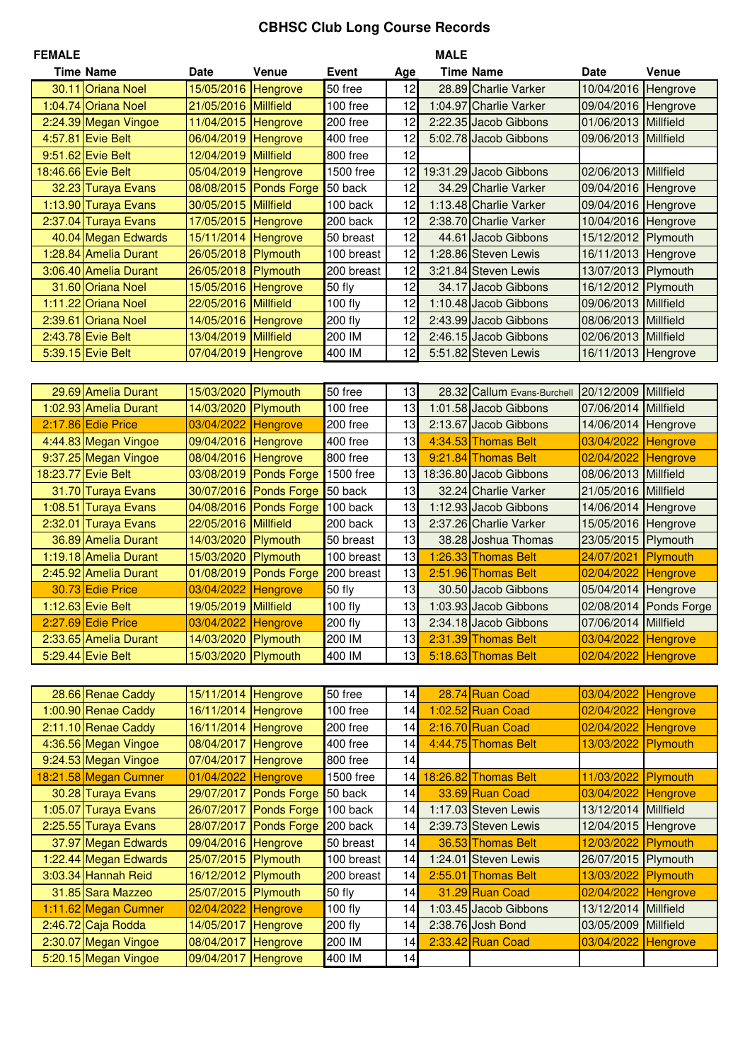# CBHSC Club Long Course Records

| FEMALE | | | | | | MALE | | | |
|---|---|---|---|---|---|---|---|---|---|
| Time | Name | Date | Venue | Event | Age | Time | Name | Date | Venue |
| 30.11 | Oriana Noel | 15/05/2016 | Hengrove | 50 free | 12 | 28.89 | Charlie Varker | 10/04/2016 | Hengrove |
| 1:04.74 | Oriana Noel | 21/05/2016 | Millfield | 100 free | 12 | 1:04.97 | Charlie Varker | 09/04/2016 | Hengrove |
| 2:24.39 | Megan Vingoe | 11/04/2015 | Hengrove | 200 free | 12 | 2:22.35 | Jacob Gibbons | 01/06/2013 | Millfield |
| 4:57.81 | Evie Belt | 06/04/2019 | Hengrove | 400 free | 12 | 5:02.78 | Jacob Gibbons | 09/06/2013 | Millfield |
| 9:51.62 | Evie Belt | 12/04/2019 | Millfield | 800 free | 12 | | | | |
| 18:46.66 | Evie Belt | 05/04/2019 | Hengrove | 1500 free | 12 | 19:31.29 | Jacob Gibbons | 02/06/2013 | Millfield |
| 32.23 | Turaya Evans | 08/08/2015 | Ponds Forge | 50 back | 12 | 34.29 | Charlie Varker | 09/04/2016 | Hengrove |
| 1:13.90 | Turaya Evans | 30/05/2015 | Millfield | 100 back | 12 | 1:13.48 | Charlie Varker | 09/04/2016 | Hengrove |
| 2:37.04 | Turaya Evans | 17/05/2015 | Hengrove | 200 back | 12 | 2:38.70 | Charlie Varker | 10/04/2016 | Hengrove |
| 40.04 | Megan Edwards | 15/11/2014 | Hengrove | 50 breast | 12 | 44.61 | Jacob Gibbons | 15/12/2012 | Plymouth |
| 1:28.84 | Amelia Durant | 26/05/2018 | Plymouth | 100 breast | 12 | 1:28.86 | Steven Lewis | 16/11/2013 | Hengrove |
| 3:06.40 | Amelia Durant | 26/05/2018 | Plymouth | 200 breast | 12 | 3:21.84 | Steven Lewis | 13/07/2013 | Plymouth |
| 31.60 | Oriana Noel | 15/05/2016 | Hengrove | 50 fly | 12 | 34.17 | Jacob Gibbons | 16/12/2012 | Plymouth |
| 1:11.22 | Oriana Noel | 22/05/2016 | Millfield | 100 fly | 12 | 1:10.48 | Jacob Gibbons | 09/06/2013 | Millfield |
| 2:39.61 | Oriana Noel | 14/05/2016 | Hengrove | 200 fly | 12 | 2:43.99 | Jacob Gibbons | 08/06/2013 | Millfield |
| 2:43.78 | Evie Belt | 13/04/2019 | Millfield | 200 IM | 12 | 2:46.15 | Jacob Gibbons | 02/06/2013 | Millfield |
| 5:39.15 | Evie Belt | 07/04/2019 | Hengrove | 400 IM | 12 | 5:51.82 | Steven Lewis | 16/11/2013 | Hengrove |
| | | | | | | | | | |
| 29.69 | Amelia Durant | 15/03/2020 | Plymouth | 50 free | 13 | 28.32 | Callum Evans-Burchell | 20/12/2009 | Millfield |
| 1:02.93 | Amelia Durant | 14/03/2020 | Plymouth | 100 free | 13 | 1:01.58 | Jacob Gibbons | 07/06/2014 | Millfield |
| 2:17.86 | Edie Price | 03/04/2022 | Hengrove | 200 free | 13 | 2:13.67 | Jacob Gibbons | 14/06/2014 | Hengrove |
| 4:44.83 | Megan Vingoe | 09/04/2016 | Hengrove | 400 free | 13 | 4:34.53 | Thomas Belt | 03/04/2022 | Hengrove |
| 9:37.25 | Megan Vingoe | 08/04/2016 | Hengrove | 800 free | 13 | 9:21.84 | Thomas Belt | 02/04/2022 | Hengrove |
| 18:23.77 | Evie Belt | 03/08/2019 | Ponds Forge | 1500 free | 13 | 18:36.80 | Jacob Gibbons | 08/06/2013 | Millfield |
| 31.70 | Turaya Evans | 30/07/2016 | Ponds Forge | 50 back | 13 | 32.24 | Charlie Varker | 21/05/2016 | Millfield |
| 1:08.51 | Turaya Evans | 04/08/2016 | Ponds Forge | 100 back | 13 | 1:12.93 | Jacob Gibbons | 14/06/2014 | Hengrove |
| 2:32.01 | Turaya Evans | 22/05/2016 | Millfield | 200 back | 13 | 2:37.26 | Charlie Varker | 15/05/2016 | Hengrove |
| 36.89 | Amelia Durant | 14/03/2020 | Plymouth | 50 breast | 13 | 38.28 | Joshua Thomas | 23/05/2015 | Plymouth |
| 1:19.18 | Amelia Durant | 15/03/2020 | Plymouth | 100 breast | 13 | 1:26.33 | Thomas Belt | 24/07/2021 | Plymouth |
| 2:45.92 | Amelia Durant | 01/08/2019 | Ponds Forge | 200 breast | 13 | 2:51.96 | Thomas Belt | 02/04/2022 | Hengrove |
| 30.73 | Edie Price | 03/04/2022 | Hengrove | 50 fly | 13 | 30.50 | Jacob Gibbons | 05/04/2014 | Hengrove |
| 1:12.63 | Evie Belt | 19/05/2019 | Millfield | 100 fly | 13 | 1:03.93 | Jacob Gibbons | 02/08/2014 | Ponds Forge |
| 2:27.69 | Edie Price | 03/04/2022 | Hengrove | 200 fly | 13 | 2:34.18 | Jacob Gibbons | 07/06/2014 | Millfield |
| 2:33.65 | Amelia Durant | 14/03/2020 | Plymouth | 200 IM | 13 | 2:31.39 | Thomas Belt | 03/04/2022 | Hengrove |
| 5:29.44 | Evie Belt | 15/03/2020 | Plymouth | 400 IM | 13 | 5:18.63 | Thomas Belt | 02/04/2022 | Hengrove |
| | | | | | | | | | |
| 28.66 | Renae Caddy | 15/11/2014 | Hengrove | 50 free | 14 | 28.74 | Ruan Coad | 03/04/2022 | Hengrove |
| 1:00.90 | Renae Caddy | 16/11/2014 | Hengrove | 100 free | 14 | 1:02.52 | Ruan Coad | 02/04/2022 | Hengrove |
| 2:11.10 | Renae Caddy | 16/11/2014 | Hengrove | 200 free | 14 | 2:16.70 | Ruan Coad | 02/04/2022 | Hengrove |
| 4:36.56 | Megan Vingoe | 08/04/2017 | Hengrove | 400 free | 14 | 4:44.75 | Thomas Belt | 13/03/2022 | Plymouth |
| 9:24.53 | Megan Vingoe | 07/04/2017 | Hengrove | 800 free | 14 | | | | |
| 18:21.58 | Megan Cumner | 01/04/2022 | Hengrove | 1500 free | 14 | 18:26.82 | Thomas Belt | 11/03/2022 | Plymouth |
| 30.28 | Turaya Evans | 29/07/2017 | Ponds Forge | 50 back | 14 | 33.69 | Ruan Coad | 03/04/2022 | Hengrove |
| 1:05.07 | Turaya Evans | 26/07/2017 | Ponds Forge | 100 back | 14 | 1:17.03 | Steven Lewis | 13/12/2014 | Millfield |
| 2:25.55 | Turaya Evans | 28/07/2017 | Ponds Forge | 200 back | 14 | 2:39.73 | Steven Lewis | 12/04/2015 | Hengrove |
| 37.97 | Megan Edwards | 09/04/2016 | Hengrove | 50 breast | 14 | 36.53 | Thomas Belt | 12/03/2022 | Plymouth |
| 1:22.44 | Megan Edwards | 25/07/2015 | Plymouth | 100 breast | 14 | 1:24.01 | Steven Lewis | 26/07/2015 | Plymouth |
| 3:03.34 | Hannah Reid | 16/12/2012 | Plymouth | 200 breast | 14 | 2:55.01 | Thomas Belt | 13/03/2022 | Plymouth |
| 31.85 | Sara Mazzeo | 25/07/2015 | Plymouth | 50 fly | 14 | 31.29 | Ruan Coad | 02/04/2022 | Hengrove |
| 1:11.62 | Megan Cumner | 02/04/2022 | Hengrove | 100 fly | 14 | 1:03.45 | Jacob Gibbons | 13/12/2014 | Millfield |
| 2:46.72 | Caja Rodda | 14/05/2017 | Hengrove | 200 fly | 14 | 2:38.76 | Josh Bond | 03/05/2009 | Millfield |
| 2:30.07 | Megan Vingoe | 08/04/2017 | Hengrove | 200 IM | 14 | 2:33.42 | Ruan Coad | 03/04/2022 | Hengrove |
| 5:20.15 | Megan Vingoe | 09/04/2017 | Hengrove | 400 IM | 14 | | | | |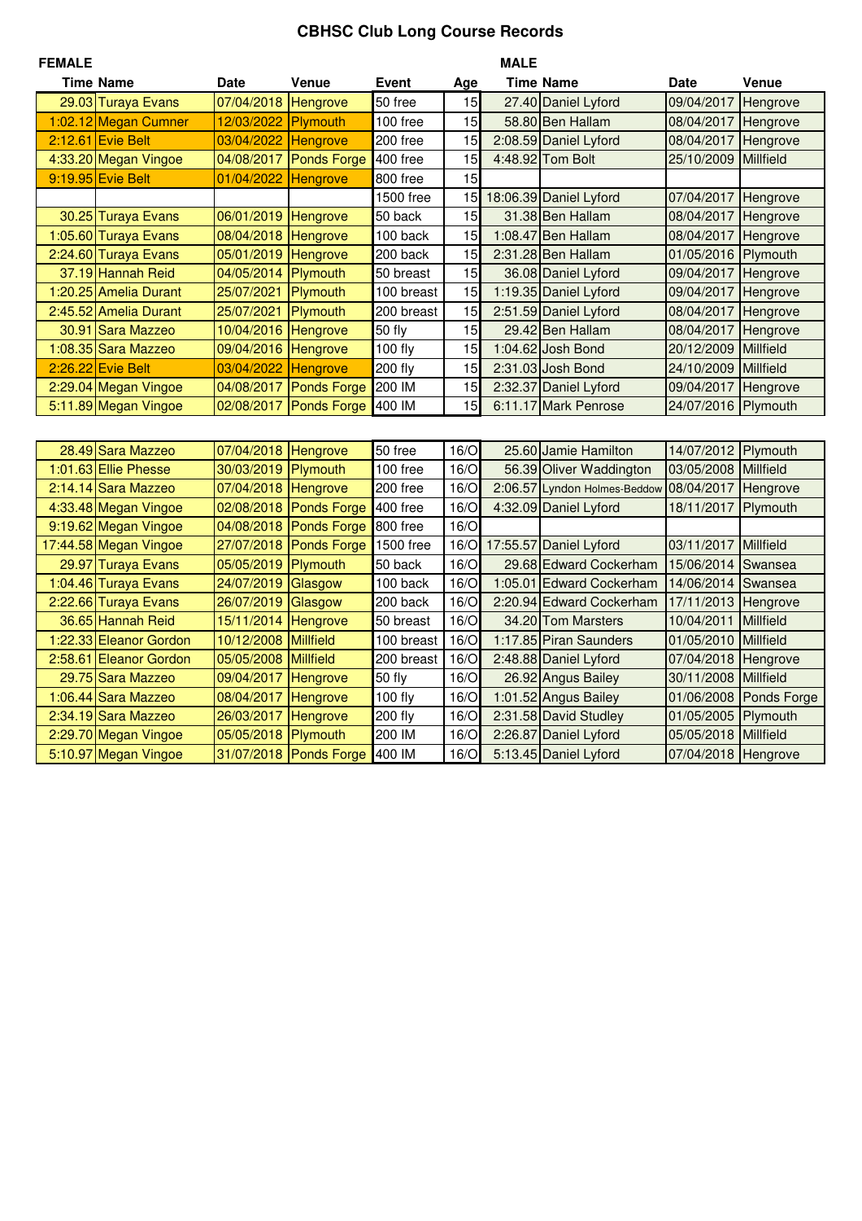# CBHSC Club Long Course Records

| FEMALE | | | | | | MALE | | | |
|---|---|---|---|---|---|---|---|---|---|
| Time | Name | Date | Venue | Event | Age | Time | Name | Date | Venue |
| 29.03 | Turaya Evans | 07/04/2018 | Hengrove | 50 free | 15 | 27.40 | Daniel Lyford | 09/04/2017 | Hengrove |
| 1:02.12 | Megan Cumner | 12/03/2022 | Plymouth | 100 free | 15 | 58.80 | Ben Hallam | 08/04/2017 | Hengrove |
| 2:12.61 | Evie Belt | 03/04/2022 | Hengrove | 200 free | 15 | 2:08.59 | Daniel Lyford | 08/04/2017 | Hengrove |
| 4:33.20 | Megan Vingoe | 04/08/2017 | Ponds Forge | 400 free | 15 | 4:48.92 | Tom Bolt | 25/10/2009 | Millfield |
| 9:19.95 | Evie Belt | 01/04/2022 | Hengrove | 800 free | 15 | | | | |
| | | | | 1500 free | 15 | 18:06.39 | Daniel Lyford | 07/04/2017 | Hengrove |
| 30.25 | Turaya Evans | 06/01/2019 | Hengrove | 50 back | 15 | 31.38 | Ben Hallam | 08/04/2017 | Hengrove |
| 1:05.60 | Turaya Evans | 08/04/2018 | Hengrove | 100 back | 15 | 1:08.47 | Ben Hallam | 08/04/2017 | Hengrove |
| 2:24.60 | Turaya Evans | 05/01/2019 | Hengrove | 200 back | 15 | 2:31.28 | Ben Hallam | 01/05/2016 | Plymouth |
| 37.19 | Hannah Reid | 04/05/2014 | Plymouth | 50 breast | 15 | 36.08 | Daniel Lyford | 09/04/2017 | Hengrove |
| 1:20.25 | Amelia Durant | 25/07/2021 | Plymouth | 100 breast | 15 | 1:19.35 | Daniel Lyford | 09/04/2017 | Hengrove |
| 2:45.52 | Amelia Durant | 25/07/2021 | Plymouth | 200 breast | 15 | 2:51.59 | Daniel Lyford | 08/04/2017 | Hengrove |
| 30.91 | Sara Mazzeo | 10/04/2016 | Hengrove | 50 fly | 15 | 29.42 | Ben Hallam | 08/04/2017 | Hengrove |
| 1:08.35 | Sara Mazzeo | 09/04/2016 | Hengrove | 100 fly | 15 | 1:04.62 | Josh Bond | 20/12/2009 | Millfield |
| 2:26.22 | Evie Belt | 03/04/2022 | Hengrove | 200 fly | 15 | 2:31.03 | Josh Bond | 24/10/2009 | Millfield |
| 2:29.04 | Megan Vingoe | 04/08/2017 | Ponds Forge | 200 IM | 15 | 2:32.37 | Daniel Lyford | 09/04/2017 | Hengrove |
| 5:11.89 | Megan Vingoe | 02/08/2017 | Ponds Forge | 400 IM | 15 | 6:11.17 | Mark Penrose | 24/07/2016 | Plymouth |

| | | | | | | | | | |
|---|---|---|---|---|---|---|---|---|---|
| 28.49 | Sara Mazzeo | 07/04/2018 | Hengrove | 50 free | 16/O | 25.60 | Jamie Hamilton | 14/07/2012 | Plymouth |
| 1:01.63 | Ellie Phesse | 30/03/2019 | Plymouth | 100 free | 16/O | 56.39 | Oliver Waddington | 03/05/2008 | Millfield |
| 2:14.14 | Sara Mazzeo | 07/04/2018 | Hengrove | 200 free | 16/O | 2:06.57 | Lyndon Holmes-Beddow | 08/04/2017 | Hengrove |
| 4:33.48 | Megan Vingoe | 02/08/2018 | Ponds Forge | 400 free | 16/O | 4:32.09 | Daniel Lyford | 18/11/2017 | Plymouth |
| 9:19.62 | Megan Vingoe | 04/08/2018 | Ponds Forge | 800 free | 16/O | | | | |
| 17:44.58 | Megan Vingoe | 27/07/2018 | Ponds Forge | 1500 free | 16/O | 17:55.57 | Daniel Lyford | 03/11/2017 | Millfield |
| 29.97 | Turaya Evans | 05/05/2019 | Plymouth | 50 back | 16/O | 29.68 | Edward Cockerham | 15/06/2014 | Swansea |
| 1:04.46 | Turaya Evans | 24/07/2019 | Glasgow | 100 back | 16/O | 1:05.01 | Edward Cockerham | 14/06/2014 | Swansea |
| 2:22.66 | Turaya Evans | 26/07/2019 | Glasgow | 200 back | 16/O | 2:20.94 | Edward Cockerham | 17/11/2013 | Hengrove |
| 36.65 | Hannah Reid | 15/11/2014 | Hengrove | 50 breast | 16/O | 34.20 | Tom Marsters | 10/04/2011 | Millfield |
| 1:22.33 | Eleanor Gordon | 10/12/2008 | Millfield | 100 breast | 16/O | 1:17.85 | Piran Saunders | 01/05/2010 | Millfield |
| 2:58.61 | Eleanor Gordon | 05/05/2008 | Millfield | 200 breast | 16/O | 2:48.88 | Daniel Lyford | 07/04/2018 | Hengrove |
| 29.75 | Sara Mazzeo | 09/04/2017 | Hengrove | 50 fly | 16/O | 26.92 | Angus Bailey | 30/11/2008 | Millfield |
| 1:06.44 | Sara Mazzeo | 08/04/2017 | Hengrove | 100 fly | 16/O | 1:01.52 | Angus Bailey | 01/06/2008 | Ponds Forge |
| 2:34.19 | Sara Mazzeo | 26/03/2017 | Hengrove | 200 fly | 16/O | 2:31.58 | David Studley | 01/05/2005 | Plymouth |
| 2:29.70 | Megan Vingoe | 05/05/2018 | Plymouth | 200 IM | 16/O | 2:26.87 | Daniel Lyford | 05/05/2018 | Millfield |
| 5:10.97 | Megan Vingoe | 31/07/2018 | Ponds Forge | 400 IM | 16/O | 5:13.45 | Daniel Lyford | 07/04/2018 | Hengrove |